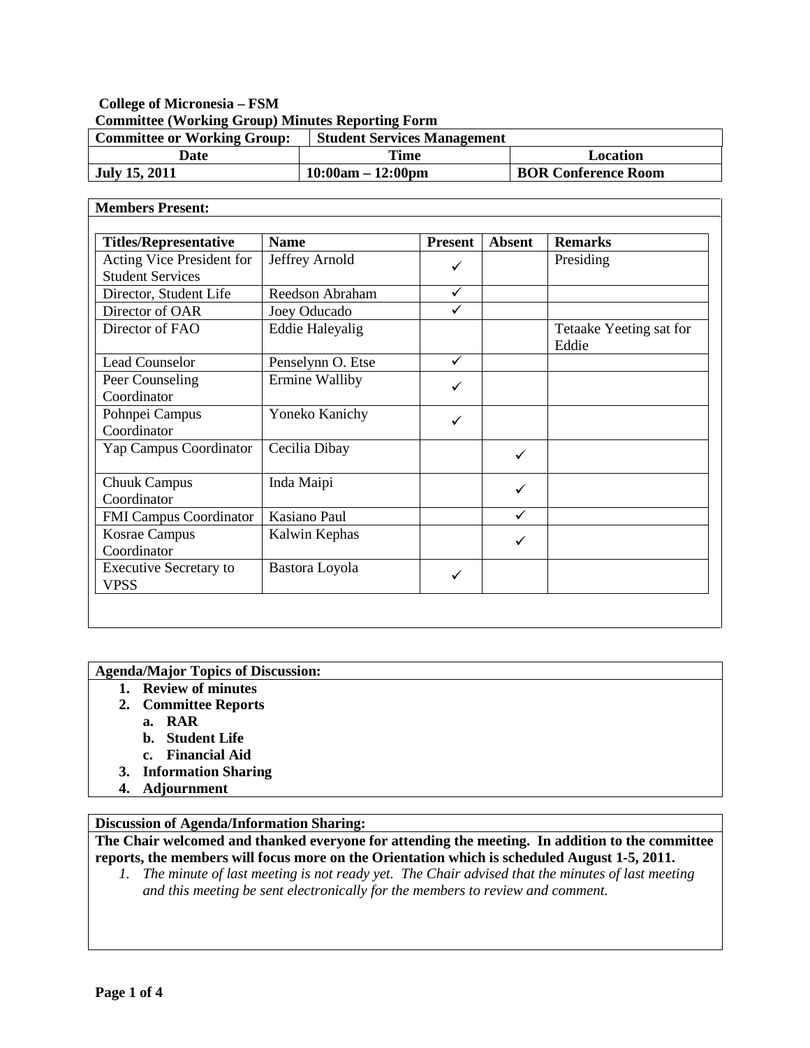**College of Micronesia – FSM**

**Committee (Working Group) Minutes Reporting Form**

| **Committee or Working Group:** | **Student Services Management** | |
|---|---|---|
| **Date** | **Time** | **Location** |
| **July 15, 2011** | **10:00am – 12:00pm** | **BOR Conference Room** |

**Members Present:**

| Titles/Representative | Name | Present | Absent | Remarks |
|---|---|---|---|---|
| Acting Vice President for Student Services | Jeffrey Arnold | ✓ | | Presiding |
| Director, Student Life | Reedson Abraham | ✓ | | |
| Director of OAR | Joey Oducado | ✓ | | |
| Director of FAO | Eddie Haleyalig | | | Tetaake Yeeting sat for Eddie |
| Lead Counselor | Penselynn O. Etse | ✓ | | |
| Peer Counseling Coordinator | Ermine Walliby | ✓ | | |
| Pohnpei Campus Coordinator | Yoneko Kanichy | ✓ | | |
| Yap Campus Coordinator | Cecilia Dibay | | ✓ | |
| Chuuk Campus Coordinator | Inda Maipi | | ✓ | |
| FMI Campus Coordinator | Kasiano Paul | | ✓ | |
| Kosrae Campus Coordinator | Kalwin Kephas | | ✓ | |
| Executive Secretary to VPSS | Bastora Loyola | ✓ | | |

**Agenda/Major Topics of Discussion:**

1. **Review of minutes**
2. **Committee Reports**
   a. **RAR**
   b. **Student Life**
   c. **Financial Aid**
3. **Information Sharing**
4. **Adjournment**

**Discussion of Agenda/Information Sharing:**

**The Chair welcomed and thanked everyone for attending the meeting. In addition to the committee reports, the members will focus more on the Orientation which is scheduled August 1-5, 2011.**

1. *The minute of last meeting is not ready yet. The Chair advised that the minutes of last meeting and this meeting be sent electronically for the members to review and comment.*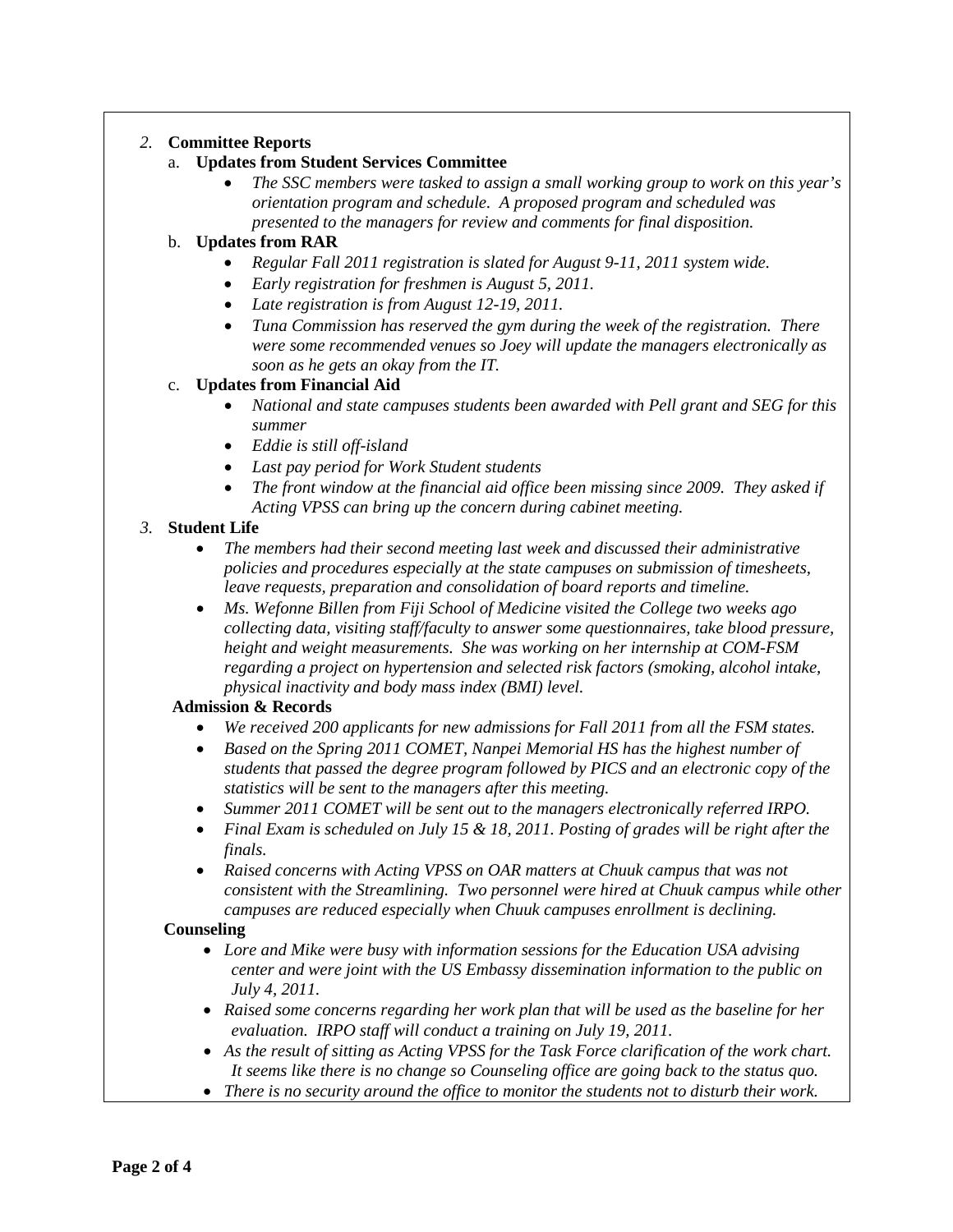2. **Committee Reports**

   a. **Updates from Student Services Committee**

      - *The SSC members were tasked to assign a small working group to work on this year's orientation program and schedule. A proposed program and scheduled was presented to the managers for review and comments for final disposition.*

   b. **Updates from RAR**

      - *Regular Fall 2011 registration is slated for August 9-11, 2011 system wide.*
      - *Early registration for freshmen is August 5, 2011.*
      - *Late registration is from August 12-19, 2011.*
      - *Tuna Commission has reserved the gym during the week of the registration. There were some recommended venues so Joey will update the managers electronically as soon as he gets an okay from the IT.*

   c. **Updates from Financial Aid**

      - *National and state campuses students been awarded with Pell grant and SEG for this summer*
      - *Eddie is still off-island*
      - *Last pay period for Work Student students*
      - *The front window at the financial aid office been missing since 2009. They asked if Acting VPSS can bring up the concern during cabinet meeting.*

3. **Student Life**

   - *The members had their second meeting last week and discussed their administrative policies and procedures especially at the state campuses on submission of timesheets, leave requests, preparation and consolidation of board reports and timeline.*
   - *Ms. Wefonne Billen from Fiji School of Medicine visited the College two weeks ago collecting data, visiting staff/faculty to answer some questionnaires, take blood pressure, height and weight measurements. She was working on her internship at COM-FSM regarding a project on hypertension and selected risk factors (smoking, alcohol intake, physical inactivity and body mass index (BMI) level.*

   **Admission & Records**

   - *We received 200 applicants for new admissions for Fall 2011 from all the FSM states.*
   - *Based on the Spring 2011 COMET, Nanpei Memorial HS has the highest number of students that passed the degree program followed by PICS and an electronic copy of the statistics will be sent to the managers after this meeting.*
   - *Summer 2011 COMET will be sent out to the managers electronically referred IRPO.*
   - *Final Exam is scheduled on July 15 & 18, 2011. Posting of grades will be right after the finals.*
   - *Raised concerns with Acting VPSS on OAR matters at Chuuk campus that was not consistent with the Streamlining. Two personnel were hired at Chuuk campus while other campuses are reduced especially when Chuuk campuses enrollment is declining.*

   **Counseling**

   - *Lore and Mike were busy with information sessions for the Education USA advising center and were joint with the US Embassy dissemination information to the public on July 4, 2011.*
   - *Raised some concerns regarding her work plan that will be used as the baseline for her evaluation. IRPO staff will conduct a training on July 19, 2011.*
   - *As the result of sitting as Acting VPSS for the Task Force clarification of the work chart. It seems like there is no change so Counseling office are going back to the status quo.*
   - *There is no security around the office to monitor the students not to disturb their work.*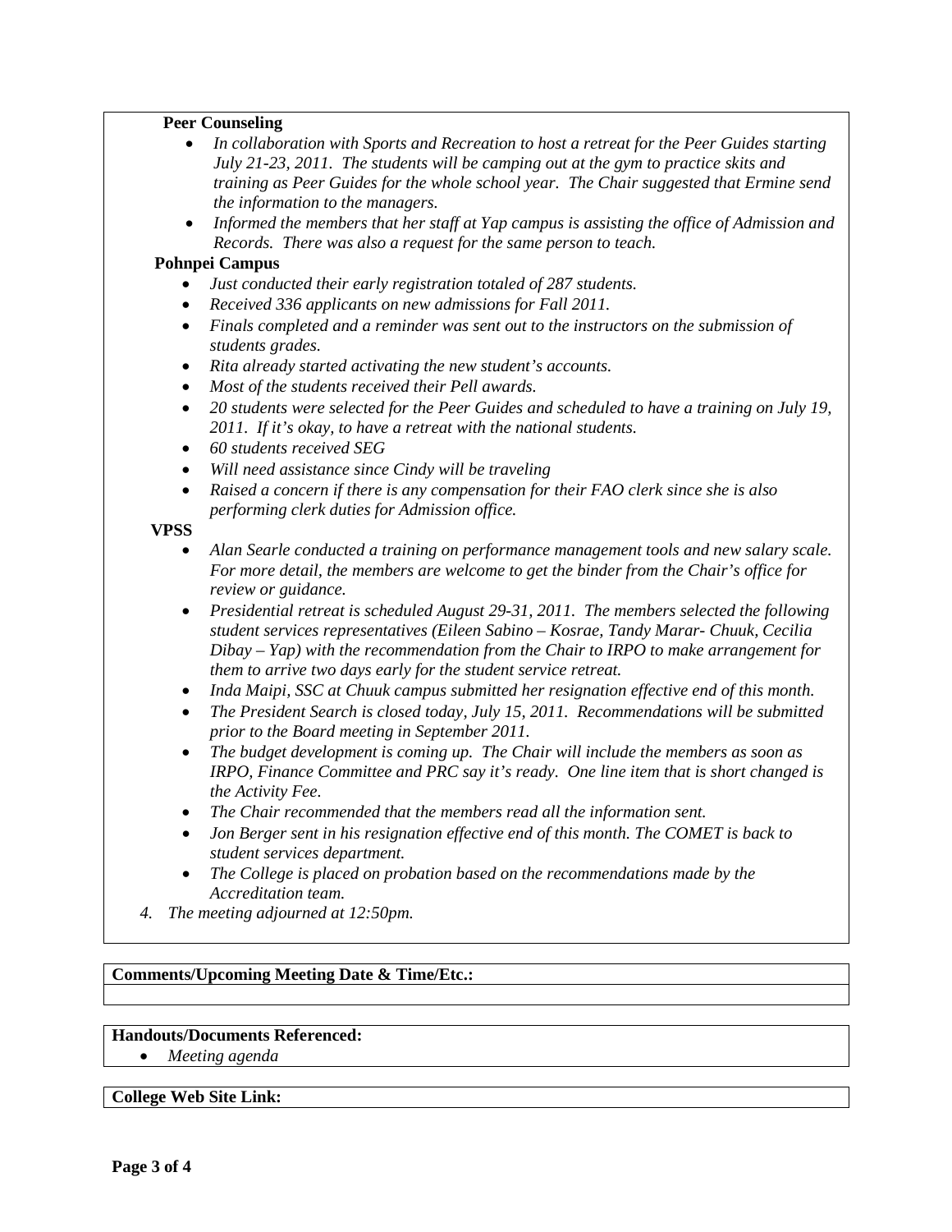**Peer Counseling**

- *In collaboration with Sports and Recreation to host a retreat for the Peer Guides starting July 21-23, 2011. The students will be camping out at the gym to practice skits and training as Peer Guides for the whole school year. The Chair suggested that Ermine send the information to the managers.*
- *Informed the members that her staff at Yap campus is assisting the office of Admission and Records. There was also a request for the same person to teach.*

**Pohnpei Campus**

- *Just conducted their early registration totaled of 287 students.*
- *Received 336 applicants on new admissions for Fall 2011.*
- *Finals completed and a reminder was sent out to the instructors on the submission of students grades.*
- *Rita already started activating the new student's accounts.*
- *Most of the students received their Pell awards.*
- *20 students were selected for the Peer Guides and scheduled to have a training on July 19, 2011. If it's okay, to have a retreat with the national students.*
- *60 students received SEG*
- *Will need assistance since Cindy will be traveling*
- *Raised a concern if there is any compensation for their FAO clerk since she is also performing clerk duties for Admission office.*

**VPSS**

- *Alan Searle conducted a training on performance management tools and new salary scale. For more detail, the members are welcome to get the binder from the Chair's office for review or guidance.*
- *Presidential retreat is scheduled August 29-31, 2011. The members selected the following student services representatives (Eileen Sabino – Kosrae, Tandy Marar- Chuuk, Cecilia Dibay – Yap) with the recommendation from the Chair to IRPO to make arrangement for them to arrive two days early for the student service retreat.*
- *Inda Maipi, SSC at Chuuk campus submitted her resignation effective end of this month.*
- *The President Search is closed today, July 15, 2011. Recommendations will be submitted prior to the Board meeting in September 2011.*
- *The budget development is coming up. The Chair will include the members as soon as IRPO, Finance Committee and PRC say it's ready. One line item that is short changed is the Activity Fee.*
- *The Chair recommended that the members read all the information sent.*
- *Jon Berger sent in his resignation effective end of this month. The COMET is back to student services department.*
- *The College is placed on probation based on the recommendations made by the Accreditation team.*

4. *The meeting adjourned at 12:50pm.*

**Comments/Upcoming Meeting Date & Time/Etc.:**

**Handouts/Documents Referenced:**

- *Meeting agenda*

**College Web Site Link:**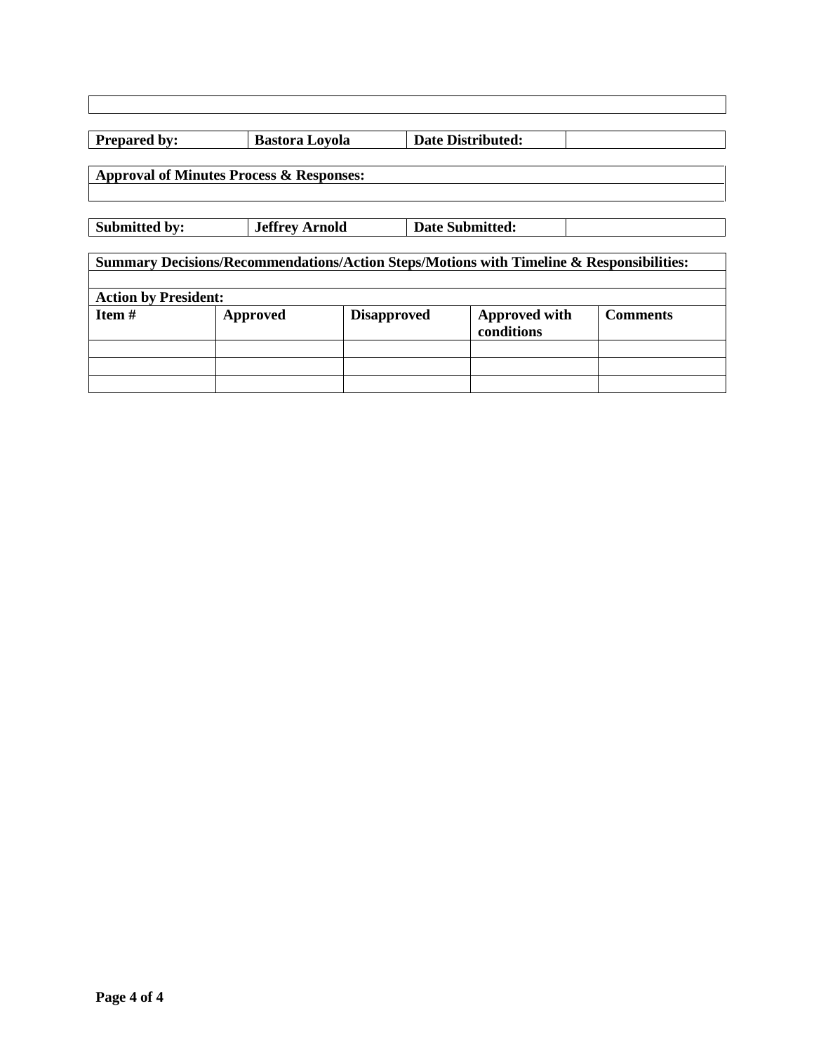| |
|---|
| |

| | | | |
|---|---|---|---|
| **Prepared by:** | **Bastora Loyola** | **Date Distributed:** | |

| |
|---|
| **Approval of Minutes Process & Responses:** |
| |

| | | | |
|---|---|---|---|
| **Submitted by:** | **Jeffrey Arnold** | **Date Submitted:** | |

| | | | | |
|---|---|---|---|---|
| **Summary Decisions/Recommendations/Action Steps/Motions with Timeline & Responsibilities:** | | | | |
| | | | | |
| **Action by President:** | | | | |
| **Item #** | **Approved** | **Disapproved** | **Approved with conditions** | **Comments** |
| | | | | |
| | | | | |
| | | | | |